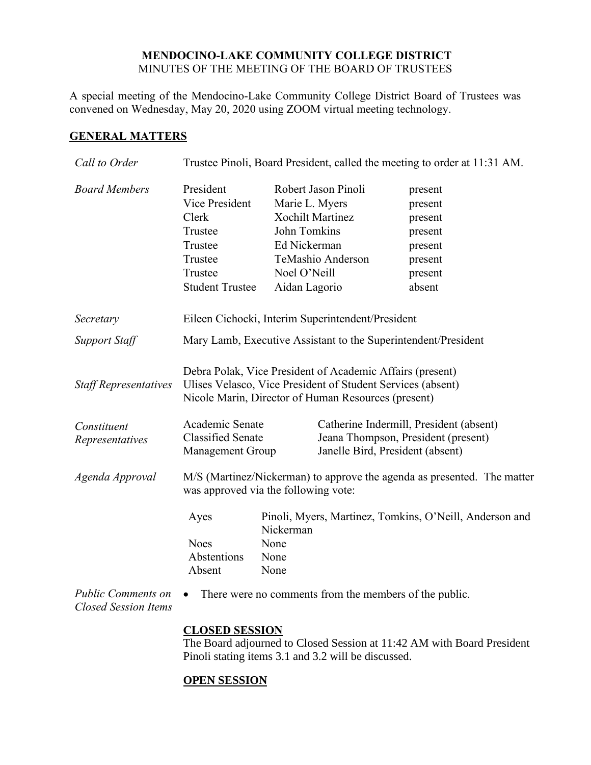**MENDOCINO-LAKE COMMUNITY COLLEGE DISTRICT**
MINUTES OF THE MEETING OF THE BOARD OF TRUSTEES

A special meeting of the Mendocino-Lake Community College District Board of Trustees was convened on Wednesday, May 20, 2020 using ZOOM virtual meeting technology.

## GENERAL MATTERS

*Call to Order*

Trustee Pinoli, Board President, called the meeting to order at 11:31 AM.

*Board Members*

| | | |
|---|---|---|
| President | Robert Jason Pinoli | present |
| Vice President | Marie L. Myers | present |
| Clerk | Xochilt Martinez | present |
| Trustee | John Tomkins | present |
| Trustee | Ed Nickerman | present |
| Trustee | TeMashio Anderson | present |
| Trustee | Noel O'Neill | present |
| Student Trustee | Aidan Lagorio | absent |

*Secretary*

Eileen Cichocki, Interim Superintendent/President

*Support Staff*

Mary Lamb, Executive Assistant to the Superintendent/President

*Staff Representatives*

Debra Polak, Vice President of Academic Affairs (present)
Ulises Velasco, Vice President of Student Services (absent)
Nicole Marin, Director of Human Resources (present)

*Constituent Representatives*

| | |
|---|---|
| Academic Senate | Catherine Indermill, President (absent) |
| Classified Senate | Jeana Thompson, President (present) |
| Management Group | Janelle Bird, President (absent) |

*Agenda Approval*

M/S (Martinez/Nickerman) to approve the agenda as presented. The matter was approved via the following vote:

| | |
|---|---|
| Ayes | Pinoli, Myers, Martinez, Tomkins, O'Neill, Anderson and Nickerman |
| Noes | None |
| Abstentions | None |
| Absent | None |

*Public Comments on Closed Session Items*

- There were no comments from the members of the public.

**CLOSED SESSION**

The Board adjourned to Closed Session at 11:42 AM with Board President Pinoli stating items 3.1 and 3.2 will be discussed.

**OPEN SESSION**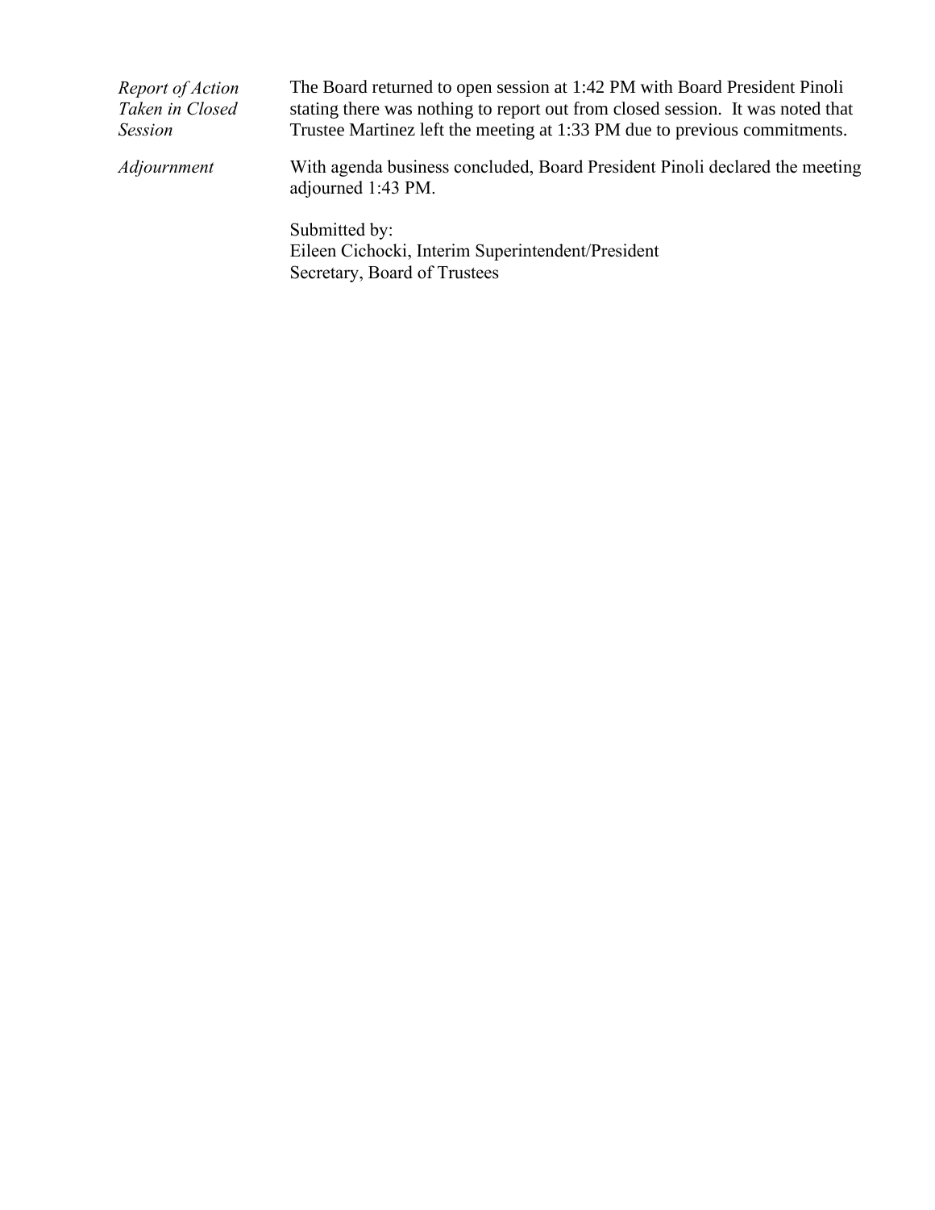*Report of Action Taken in Closed Session*

The Board returned to open session at 1:42 PM with Board President Pinoli stating there was nothing to report out from closed session. It was noted that Trustee Martinez left the meeting at 1:33 PM due to previous commitments.

*Adjournment*

With agenda business concluded, Board President Pinoli declared the meeting adjourned 1:43 PM.

Submitted by:
Eileen Cichocki, Interim Superintendent/President
Secretary, Board of Trustees